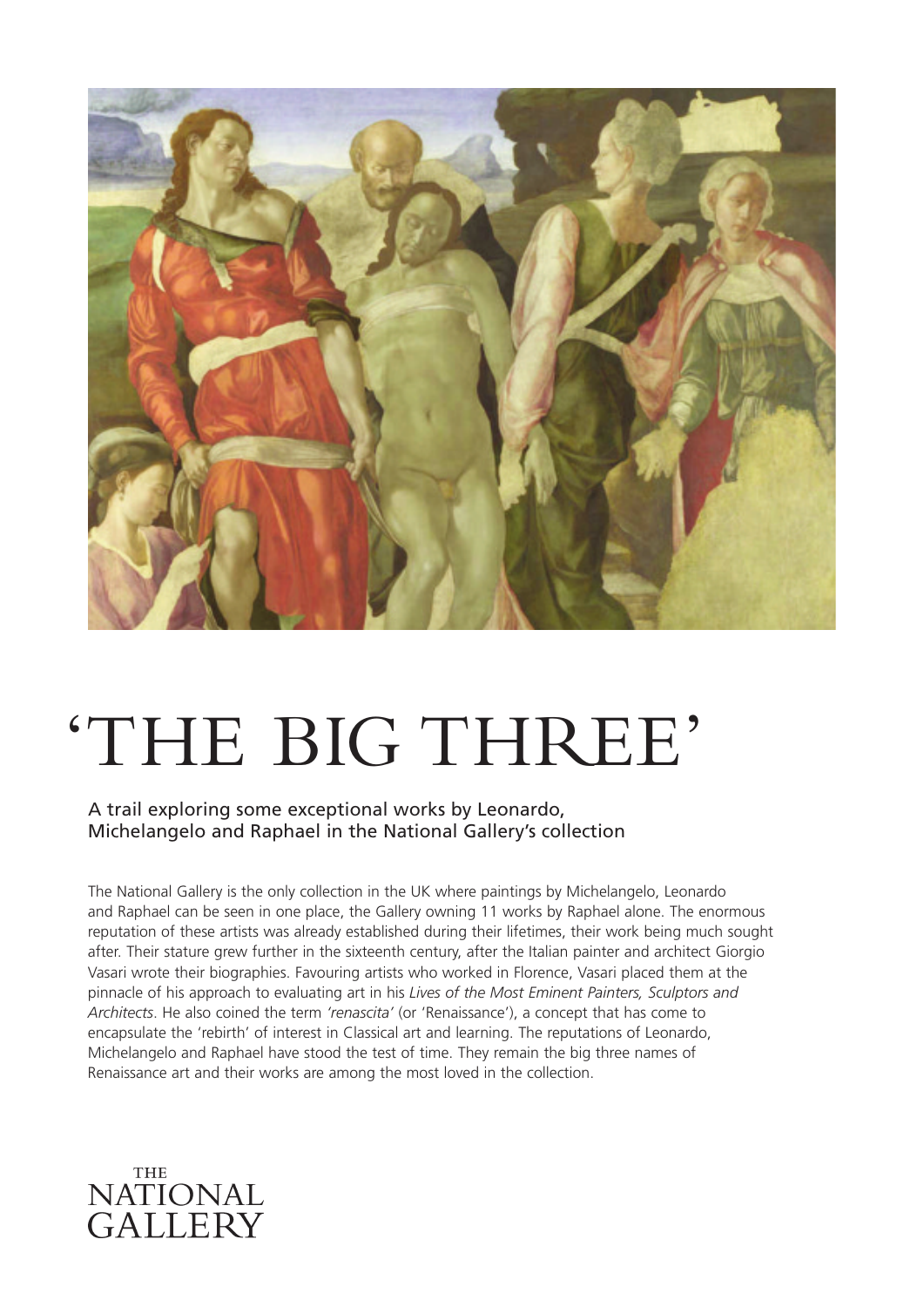# 'THE BIG THREE'

A trail exploring some exceptional works by Leonardo, Michelangelo and Raphael in the National Gallery's collection

The National Gallery is the only collection in the UK where paintings by Michelangelo, Leonardo and Raphael can be seen in one place, the Gallery owning 11 works by Raphael alone. The enormous reputation of these artists was already established during their lifetimes, their work being much sought after. Their stature grew further in the sixteenth century, after the Italian painter and architect Giorgio Vasari wrote their biographies. Favouring artists who worked in Florence, Vasari placed them at the pinnacle of his approach to evaluating art in his *Lives of the Most Eminent Painters, Sculptors and Architects*. He also coined the term *'renascita'* (or 'Renaissance'), a concept that has come to encapsulate the 'rebirth' of interest in Classical art and learning. The reputations of Leonardo, Michelangelo and Raphael have stood the test of time. They remain the big three names of Renaissance art and their works are among the most loved in the collection.

THE NATIONAL GALLERY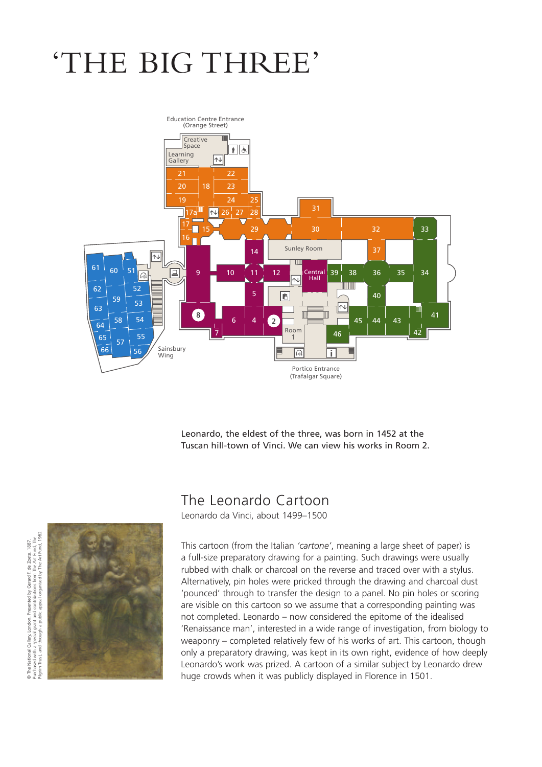# 'THE BIG THREE'

Education Centre Entrance
(Orange Street)

Creative Space

Learning Gallery

Sunley Room

Central Hall

Room 1

Sainsbury Wing

Portico Entrance
(Trafalgar Square)

Leonardo, the eldest of the three, was born in 1452 at the Tuscan hill-town of Vinci. We can view his works in Room 2.

## The Leonardo Cartoon

Leonardo da Vinci, about 1499–1500

This cartoon (from the Italian *'cartone'*, meaning a large sheet of paper) is a full-size preparatory drawing for a painting. Such drawings were usually rubbed with chalk or charcoal on the reverse and traced over with a stylus. Alternatively, pin holes were pricked through the drawing and charcoal dust 'pounced' through to transfer the design to a panel. No pin holes or scoring are visible on this cartoon so we assume that a corresponding painting was not completed. Leonardo – now considered the epitome of the idealised 'Renaissance man', interested in a wide range of investigation, from biology to weaponry – completed relatively few of his works of art. This cartoon, though only a preparatory drawing, was kept in its own right, evidence of how deeply Leonardo's work was prized. A cartoon of a similar subject by Leonardo drew huge crowds when it was publicly displayed in Florence in 1501.

© The National Gallery, London. Presented by Gerard F. de Zoete, 1887. Purchased with a special grant and contributions from The Art Fund, The Pilgrim Trust, and through a public appeal organised by The Art Fund, 1962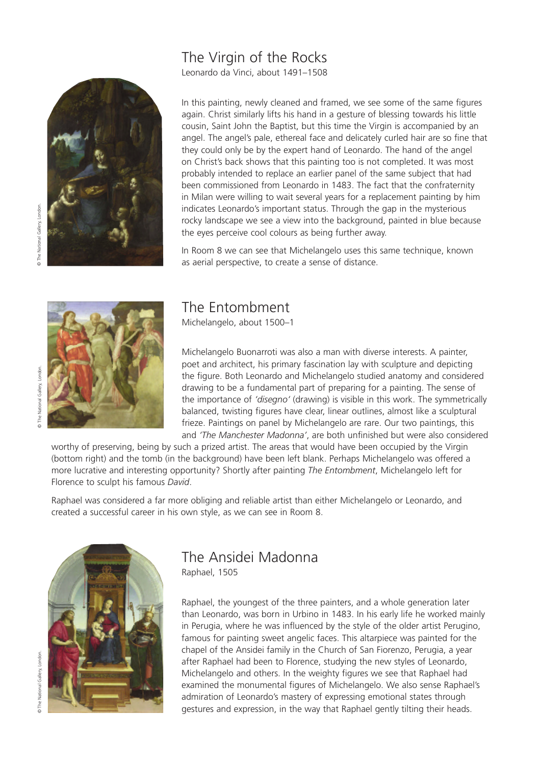## The Virgin of the Rocks

Leonardo da Vinci, about 1491–1508

In this painting, newly cleaned and framed, we see some of the same figures again. Christ similarly lifts his hand in a gesture of blessing towards his little cousin, Saint John the Baptist, but this time the Virgin is accompanied by an angel. The angel's pale, ethereal face and delicately curled hair are so fine that they could only be by the expert hand of Leonardo. The hand of the angel on Christ's back shows that this painting too is not completed. It was most probably intended to replace an earlier panel of the same subject that had been commissioned from Leonardo in 1483. The fact that the confraternity in Milan were willing to wait several years for a replacement painting by him indicates Leonardo's important status. Through the gap in the mysterious rocky landscape we see a view into the background, painted in blue because the eyes perceive cool colours as being further away.

In Room 8 we can see that Michelangelo uses this same technique, known as aerial perspective, to create a sense of distance.

© The National Gallery, London.

## The Entombment

Michelangelo, about 1500–1

Michelangelo Buonarroti was also a man with diverse interests. A painter, poet and architect, his primary fascination lay with sculpture and depicting the figure. Both Leonardo and Michelangelo studied anatomy and considered drawing to be a fundamental part of preparing for a painting. The sense of the importance of *'disegno'* (drawing) is visible in this work. The symmetrically balanced, twisting figures have clear, linear outlines, almost like a sculptural frieze. Paintings on panel by Michelangelo are rare. Our two paintings, this and *'The Manchester Madonna'*, are both unfinished but were also considered worthy of preserving, being by such a prized artist. The areas that would have been occupied by the Virgin (bottom right) and the tomb (in the background) have been left blank. Perhaps Michelangelo was offered a more lucrative and interesting opportunity? Shortly after painting *The Entombment*, Michelangelo left for Florence to sculpt his famous *David*.

Raphael was considered a far more obliging and reliable artist than either Michelangelo or Leonardo, and created a successful career in his own style, as we can see in Room 8.

© The National Gallery, London.

## The Ansidei Madonna

Raphael, 1505

Raphael, the youngest of the three painters, and a whole generation later than Leonardo, was born in Urbino in 1483. In his early life he worked mainly in Perugia, where he was influenced by the style of the older artist Perugino, famous for painting sweet angelic faces. This altarpiece was painted for the chapel of the Ansidei family in the Church of San Fiorenzo, Perugia, a year after Raphael had been to Florence, studying the new styles of Leonardo, Michelangelo and others. In the weighty figures we see that Raphael had examined the monumental figures of Michelangelo. We also sense Raphael's admiration of Leonardo's mastery of expressing emotional states through gestures and expression, in the way that Raphael gently tilting their heads.

© The National Gallery, London.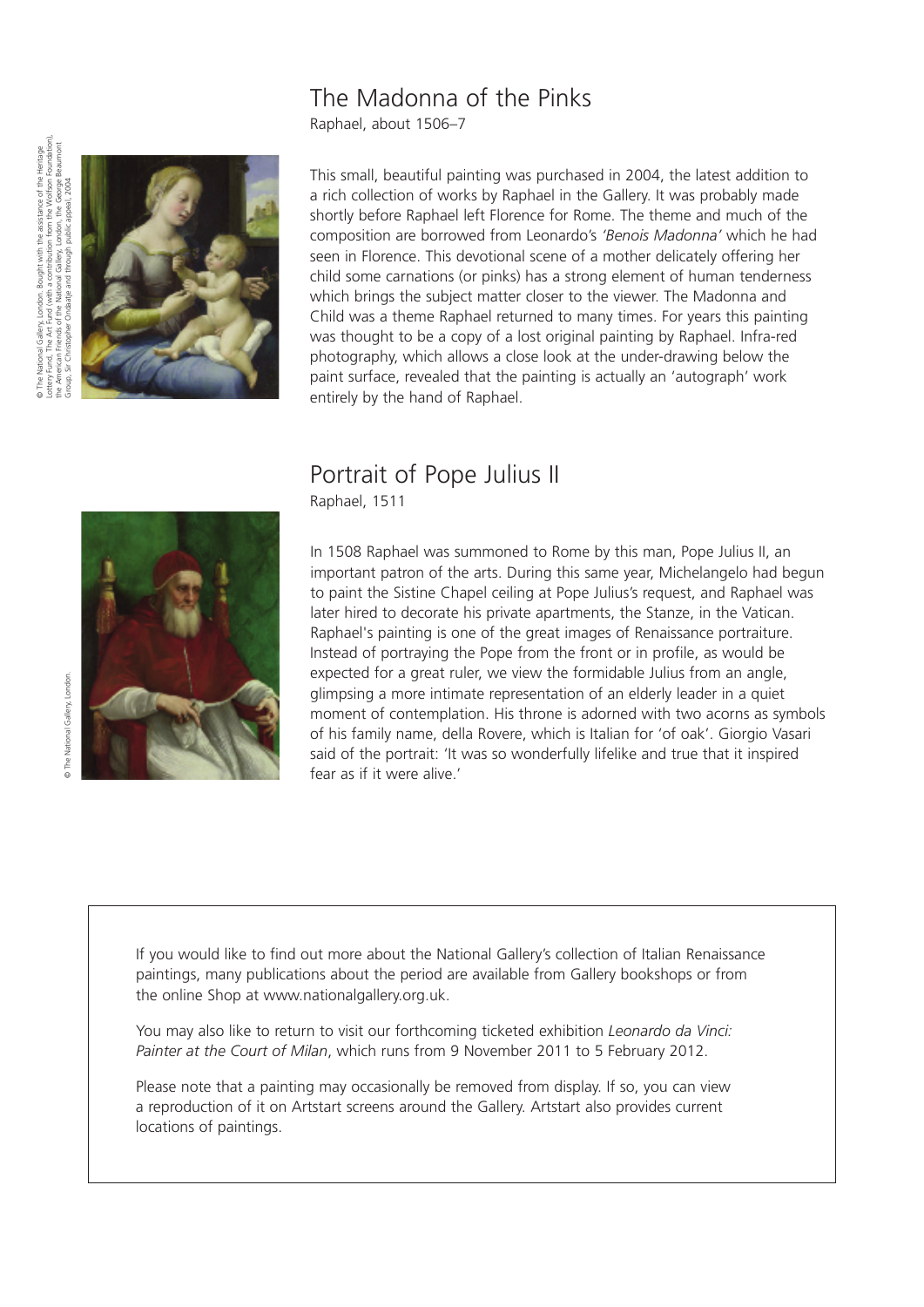## The Madonna of the Pinks

Raphael, about 1506–7

© The National Gallery, London. Bought with the assistance of the Heritage Lottery Fund, The Art Fund (with a contribution from the Wolfson Foundation), the American Friends of the National Gallery, London, the George Beaumont Group, Sir Christopher Ondaatje and through public appeal, 2004

This small, beautiful painting was purchased in 2004, the latest addition to a rich collection of works by Raphael in the Gallery. It was probably made shortly before Raphael left Florence for Rome. The theme and much of the composition are borrowed from Leonardo's *'Benois Madonna'* which he had seen in Florence. This devotional scene of a mother delicately offering her child some carnations (or pinks) has a strong element of human tenderness which brings the subject matter closer to the viewer. The Madonna and Child was a theme Raphael returned to many times. For years this painting was thought to be a copy of a lost original painting by Raphael. Infra-red photography, which allows a close look at the under-drawing below the paint surface, revealed that the painting is actually an 'autograph' work entirely by the hand of Raphael.

## Portrait of Pope Julius II

Raphael, 1511

© The National Gallery, London.

In 1508 Raphael was summoned to Rome by this man, Pope Julius II, an important patron of the arts. During this same year, Michelangelo had begun to paint the Sistine Chapel ceiling at Pope Julius's request, and Raphael was later hired to decorate his private apartments, the Stanze, in the Vatican. Raphael's painting is one of the great images of Renaissance portraiture. Instead of portraying the Pope from the front or in profile, as would be expected for a great ruler, we view the formidable Julius from an angle, glimpsing a more intimate representation of an elderly leader in a quiet moment of contemplation. His throne is adorned with two acorns as symbols of his family name, della Rovere, which is Italian for 'of oak'. Giorgio Vasari said of the portrait: 'It was so wonderfully lifelike and true that it inspired fear as if it were alive.'

If you would like to find out more about the National Gallery's collection of Italian Renaissance paintings, many publications about the period are available from Gallery bookshops or from the online Shop at www.nationalgallery.org.uk.

You may also like to return to visit our forthcoming ticketed exhibition *Leonardo da Vinci: Painter at the Court of Milan*, which runs from 9 November 2011 to 5 February 2012.

Please note that a painting may occasionally be removed from display. If so, you can view a reproduction of it on Artstart screens around the Gallery. Artstart also provides current locations of paintings.